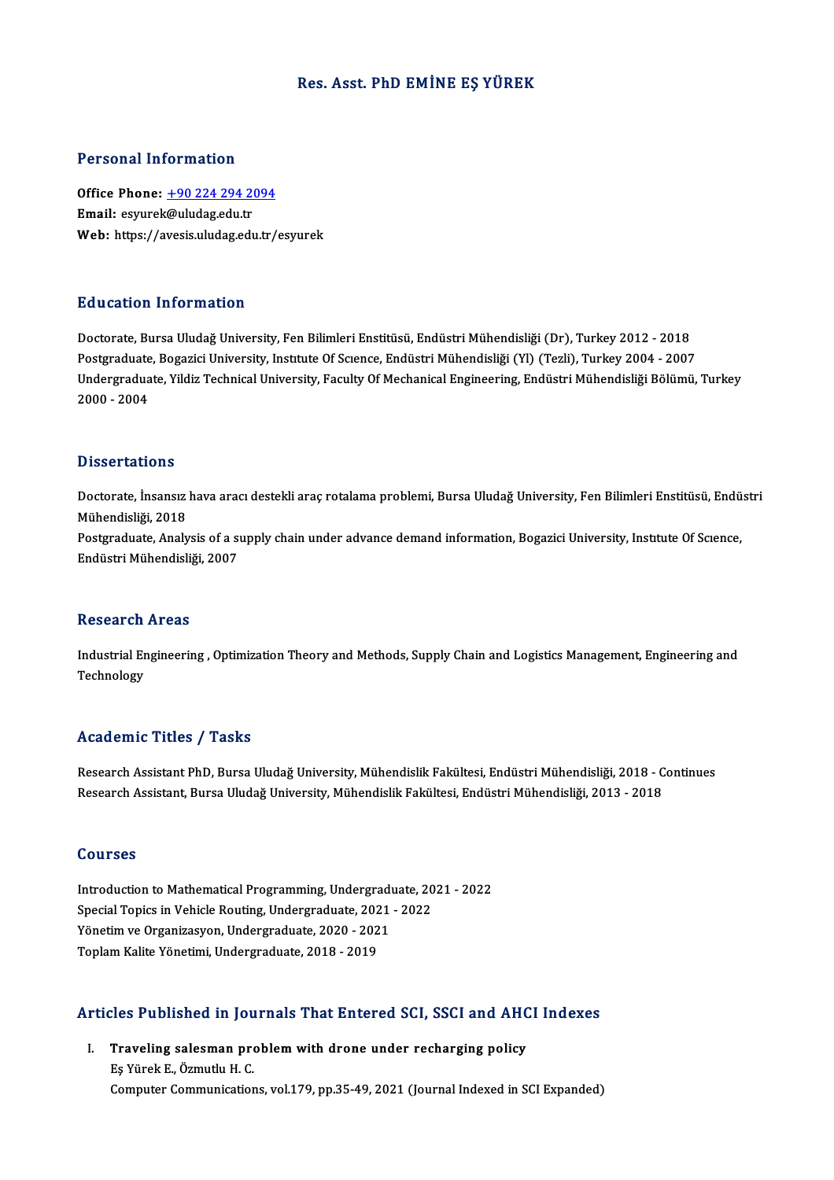# Res. Asst. PhD EMİNE EŞ YÜREK

## Personal Information

**Office Phone:** +90 224 294 2094
**Email:** esyurek@uludag.edu.tr
**Web:** https://avesis.uludag.edu.tr/esyurek

## Education Information

Doctorate, Bursa Uludağ University, Fen Bilimleri Enstitüsü, Endüstri Mühendisliği (Dr), Turkey 2012 - 2018
Postgraduate, Bogazici University, Institute Of Science, Endüstri Mühendisliği (Yl) (Tezli), Turkey 2004 - 2007
Undergraduate, Yildiz Technical University, Faculty Of Mechanical Engineering, Endüstri Mühendisliği Bölümü, Turkey 2000 - 2004

## Dissertations

Doctorate, İnsansız hava aracı destekli araç rotalama problemi, Bursa Uludağ University, Fen Bilimleri Enstitüsü, Endüstri Mühendisliği, 2018
Postgraduate, Analysis of a supply chain under advance demand information, Bogazici University, Institute Of Science, Endüstri Mühendisliği, 2007

## Research Areas

Industrial Engineering , Optimization Theory and Methods, Supply Chain and Logistics Management, Engineering and Technology

## Academic Titles / Tasks

Research Assistant PhD, Bursa Uludağ University, Mühendislik Fakültesi, Endüstri Mühendisliği, 2018 - Continues
Research Assistant, Bursa Uludağ University, Mühendislik Fakültesi, Endüstri Mühendisliği, 2013 - 2018

## Courses

Introduction to Mathematical Programming, Undergraduate, 2021 - 2022
Special Topics in Vehicle Routing, Undergraduate, 2021 - 2022
Yönetim ve Organizasyon, Undergraduate, 2020 - 2021
Toplam Kalite Yönetimi, Undergraduate, 2018 - 2019

## Articles Published in Journals That Entered SCI, SSCI and AHCI Indexes

I. **Traveling salesman problem with drone under recharging policy**
   Eş Yürek E., Özmutlu H. C.
   Computer Communications, vol.179, pp.35-49, 2021 (Journal Indexed in SCI Expanded)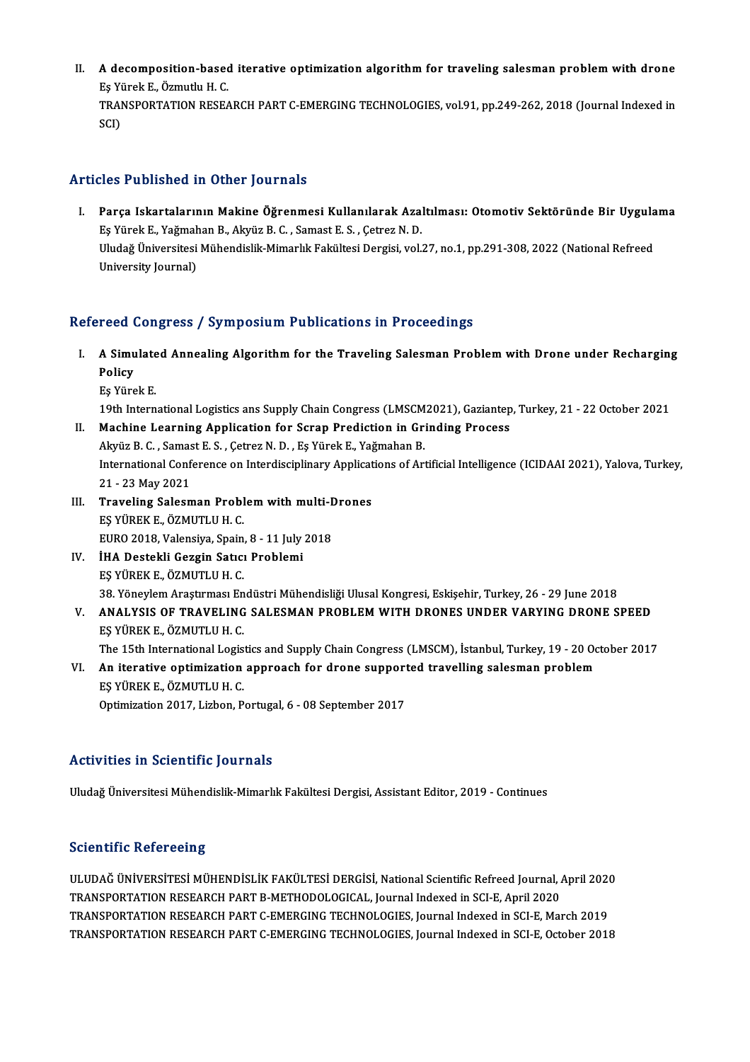II. **A decomposition-based iterative optimization algorithm for traveling salesman problem with drone**
Eş Yürek E., Özmutlu H. C.
TRANSPORTATION RESEARCH PART C-EMERGING TECHNOLOGIES, vol.91, pp.249-262, 2018 (Journal Indexed in SCI)

## Articles Published in Other Journals

I. **Parça Iskartalarının Makine Öğrenmesi Kullanılarak Azaltılması: Otomotiv Sektöründe Bir Uygulama**
Eş Yürek E., Yağmahan B., Akyüz B. C. , Samast E. S. , Çetrez N. D.
Uludağ Üniversitesi Mühendislik-Mimarlık Fakültesi Dergisi, vol.27, no.1, pp.291-308, 2022 (National Refreed University Journal)

## Refereed Congress / Symposium Publications in Proceedings

I. **A Simulated Annealing Algorithm for the Traveling Salesman Problem with Drone under Recharging Policy**
Eş Yürek E.
19th International Logistics ans Supply Chain Congress (LMSCM2021), Gaziantep, Turkey, 21 - 22 October 2021

II. **Machine Learning Application for Scrap Prediction in Grinding Process**
Akyüz B. C. , Samast E. S. , Çetrez N. D. , Eş Yürek E., Yağmahan B.
International Conference on Interdisciplinary Applications of Artificial Intelligence (ICIDAAI 2021), Yalova, Turkey, 21 - 23 May 2021

III. **Traveling Salesman Problem with multi-Drones**
EŞ YÜREK E., ÖZMUTLU H. C.
EURO 2018, Valensiya, Spain, 8 - 11 July 2018

IV. **İHA Destekli Gezgin Satıcı Problemi**
EŞ YÜREK E., ÖZMUTLU H. C.
38. Yöneylem Araştırması Endüstri Mühendisliği Ulusal Kongresi, Eskişehir, Turkey, 26 - 29 June 2018

V. **ANALYSIS OF TRAVELING SALESMAN PROBLEM WITH DRONES UNDER VARYING DRONE SPEED**
EŞ YÜREK E., ÖZMUTLU H. C.
The 15th International Logistics and Supply Chain Congress (LMSCM), İstanbul, Turkey, 19 - 20 October 2017

VI. **An iterative optimization approach for drone supported travelling salesman problem**
EŞ YÜREK E., ÖZMUTLU H. C.
Optimization 2017, Lizbon, Portugal, 6 - 08 September 2017

## Activities in Scientific Journals

Uludağ Üniversitesi Mühendislik-Mimarlık Fakültesi Dergisi, Assistant Editor, 2019 - Continues

## Scientific Refereeing

ULUDAĞ ÜNİVERSİTESİ MÜHENDİSLİK FAKÜLTESİ DERGİSİ, National Scientific Refreed Journal, April 2020
TRANSPORTATION RESEARCH PART B-METHODOLOGICAL, Journal Indexed in SCI-E, April 2020
TRANSPORTATION RESEARCH PART C-EMERGING TECHNOLOGIES, Journal Indexed in SCI-E, March 2019
TRANSPORTATION RESEARCH PART C-EMERGING TECHNOLOGIES, Journal Indexed in SCI-E, October 2018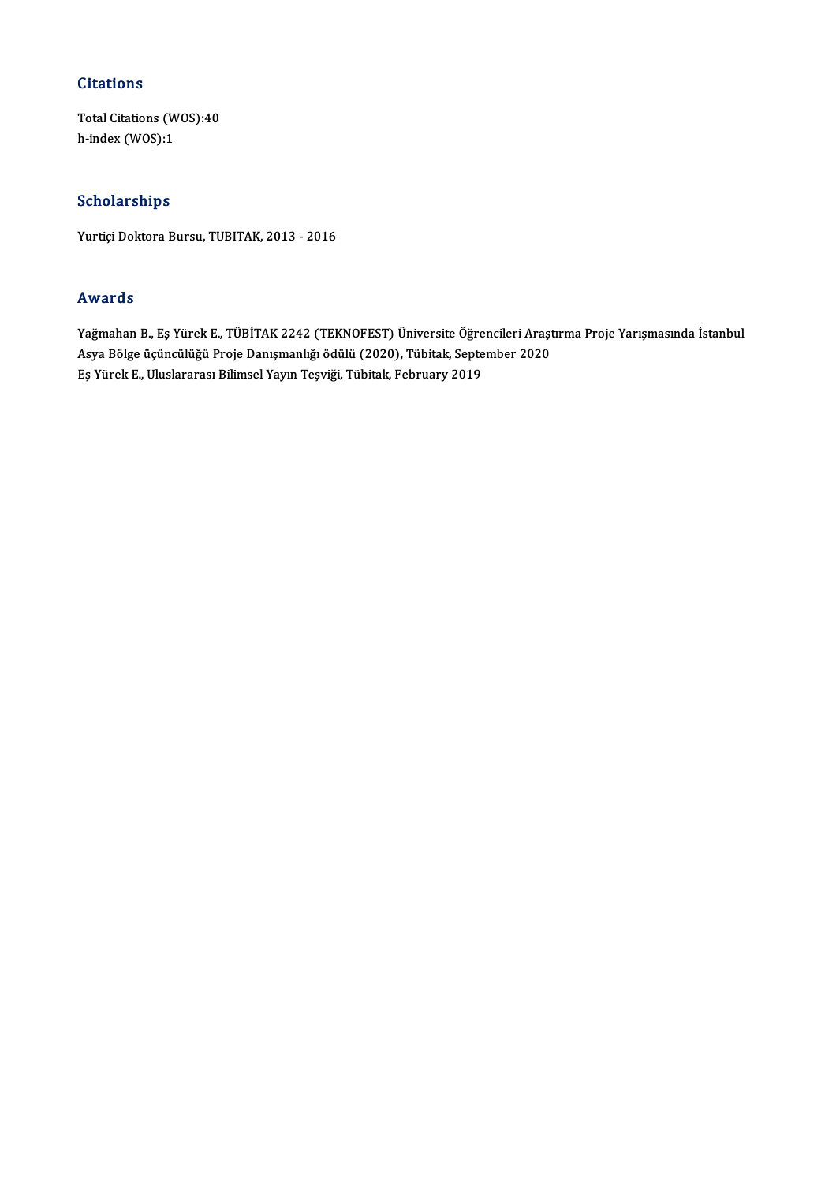## Citations

Total Citations (WOS):40
h-index (WOS):1

## Scholarships

Yurtiçi Doktora Bursu, TUBITAK, 2013 - 2016

## Awards

Yağmahan B., Eş Yürek E., TÜBİTAK 2242 (TEKNOFEST) Üniversite Öğrencileri Araştırma Proje Yarışmasında İstanbul Asya Bölge üçüncülüğü Proje Danışmanlığı ödülü (2020), Tübitak, September 2020
Eş Yürek E., Uluslararası Bilimsel Yayın Teşviği, Tübitak, February 2019